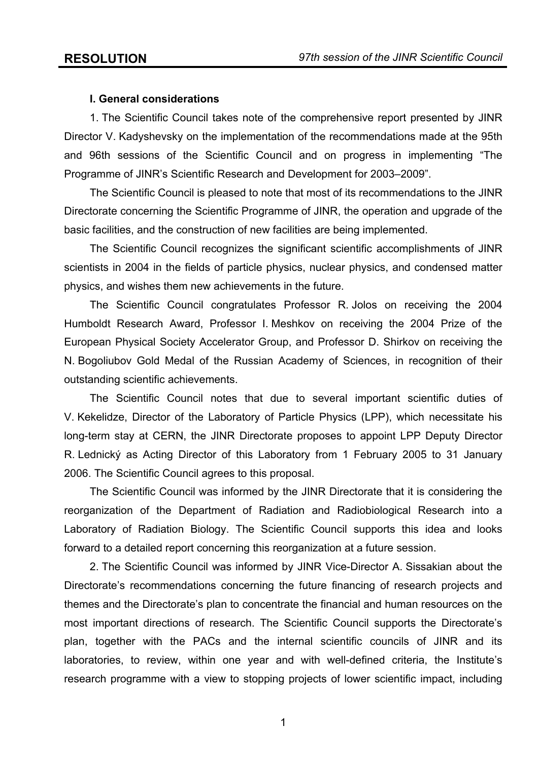# RESOLUTION

*97th session of the JINR Scientific Council*

**I. General considerations**

1. The Scientific Council takes note of the comprehensive report presented by JINR Director V. Kadyshevsky on the implementation of the recommendations made at the 95th and 96th sessions of the Scientific Council and on progress in implementing "The Programme of JINR's Scientific Research and Development for 2003–2009".

The Scientific Council is pleased to note that most of its recommendations to the JINR Directorate concerning the Scientific Programme of JINR, the operation and upgrade of the basic facilities, and the construction of new facilities are being implemented.

The Scientific Council recognizes the significant scientific accomplishments of JINR scientists in 2004 in the fields of particle physics, nuclear physics, and condensed matter physics, and wishes them new achievements in the future.

The Scientific Council congratulates Professor R. Jolos on receiving the 2004 Humboldt Research Award, Professor I. Meshkov on receiving the 2004 Prize of the European Physical Society Accelerator Group, and Professor D. Shirkov on receiving the N. Bogoliubov Gold Medal of the Russian Academy of Sciences, in recognition of their outstanding scientific achievements.

The Scientific Council notes that due to several important scientific duties of V. Kekelidze, Director of the Laboratory of Particle Physics (LPP), which necessitate his long-term stay at CERN, the JINR Directorate proposes to appoint LPP Deputy Director R. Lednický as Acting Director of this Laboratory from 1 February 2005 to 31 January 2006. The Scientific Council agrees to this proposal.

The Scientific Council was informed by the JINR Directorate that it is considering the reorganization of the Department of Radiation and Radiobiological Research into a Laboratory of Radiation Biology. The Scientific Council supports this idea and looks forward to a detailed report concerning this reorganization at a future session.

2. The Scientific Council was informed by JINR Vice-Director A. Sissakian about the Directorate's recommendations concerning the future financing of research projects and themes and the Directorate's plan to concentrate the financial and human resources on the most important directions of research. The Scientific Council supports the Directorate's plan, together with the PACs and the internal scientific councils of JINR and its laboratories, to review, within one year and with well-defined criteria, the Institute's research programme with a view to stopping projects of lower scientific impact, including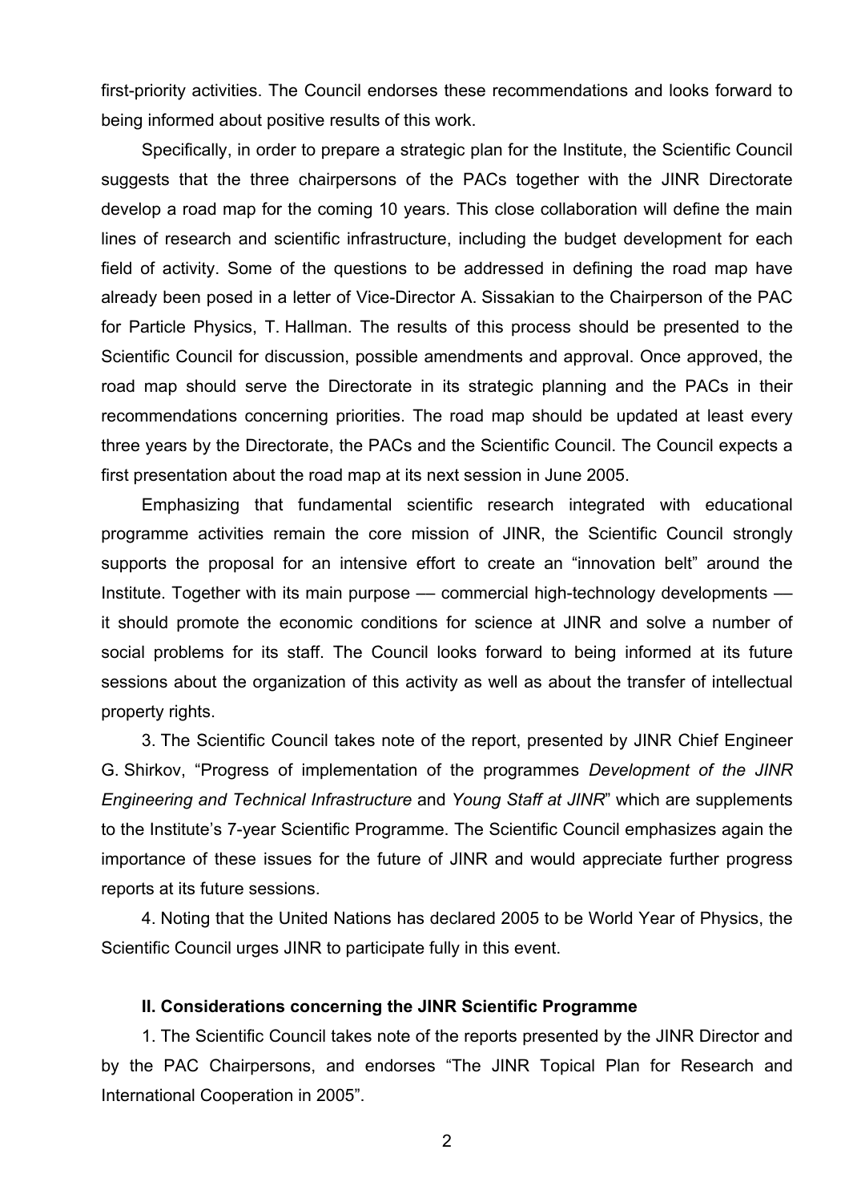first-priority activities. The Council endorses these recommendations and looks forward to being informed about positive results of this work.

Specifically, in order to prepare a strategic plan for the Institute, the Scientific Council suggests that the three chairpersons of the PACs together with the JINR Directorate develop a road map for the coming 10 years. This close collaboration will define the main lines of research and scientific infrastructure, including the budget development for each field of activity. Some of the questions to be addressed in defining the road map have already been posed in a letter of Vice-Director A. Sissakian to the Chairperson of the PAC for Particle Physics, T. Hallman. The results of this process should be presented to the Scientific Council for discussion, possible amendments and approval. Once approved, the road map should serve the Directorate in its strategic planning and the PACs in their recommendations concerning priorities. The road map should be updated at least every three years by the Directorate, the PACs and the Scientific Council. The Council expects a first presentation about the road map at its next session in June 2005.

Emphasizing that fundamental scientific research integrated with educational programme activities remain the core mission of JINR, the Scientific Council strongly supports the proposal for an intensive effort to create an "innovation belt" around the Institute. Together with its main purpose — commercial high-technology developments — it should promote the economic conditions for science at JINR and solve a number of social problems for its staff. The Council looks forward to being informed at its future sessions about the organization of this activity as well as about the transfer of intellectual property rights.

3. The Scientific Council takes note of the report, presented by JINR Chief Engineer G. Shirkov, "Progress of implementation of the programmes *Development of the JINR Engineering and Technical Infrastructure* and *Young Staff at JINR*" which are supplements to the Institute's 7-year Scientific Programme. The Scientific Council emphasizes again the importance of these issues for the future of JINR and would appreciate further progress reports at its future sessions.

4. Noting that the United Nations has declared 2005 to be World Year of Physics, the Scientific Council urges JINR to participate fully in this event.

**II. Considerations concerning the JINR Scientific Programme**

1. The Scientific Council takes note of the reports presented by the JINR Director and by the PAC Chairpersons, and endorses "The JINR Topical Plan for Research and International Cooperation in 2005".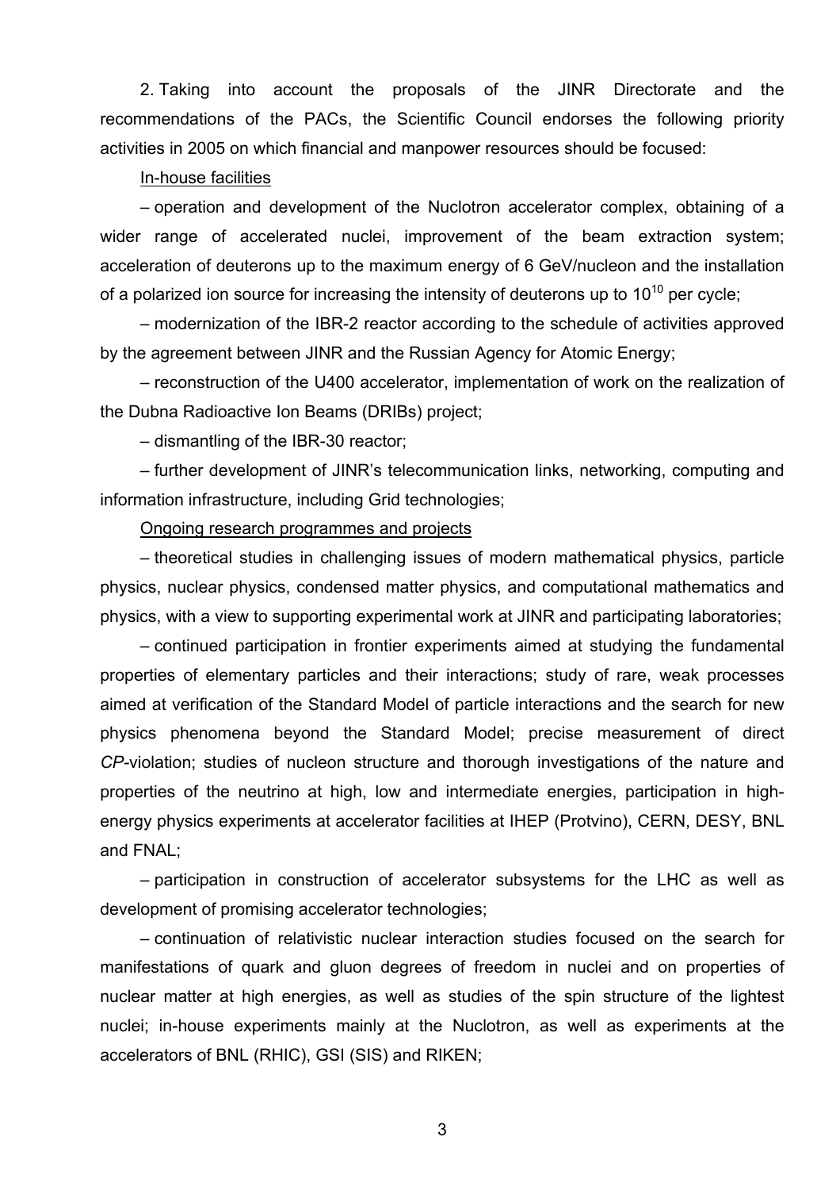2. Taking into account the proposals of the JINR Directorate and the recommendations of the PACs, the Scientific Council endorses the following priority activities in 2005 on which financial and manpower resources should be focused:

<u>In-house facilities</u>

– operation and development of the Nuclotron accelerator complex, obtaining of a wider range of accelerated nuclei, improvement of the beam extraction system; acceleration of deuterons up to the maximum energy of 6 GeV/nucleon and the installation of a polarized ion source for increasing the intensity of deuterons up to $10^{10}$ per cycle;

– modernization of the IBR-2 reactor according to the schedule of activities approved by the agreement between JINR and the Russian Agency for Atomic Energy;

– reconstruction of the U400 accelerator, implementation of work on the realization of the Dubna Radioactive Ion Beams (DRIBs) project;

– dismantling of the IBR-30 reactor;

– further development of JINR's telecommunication links, networking, computing and information infrastructure, including Grid technologies;

<u>Ongoing research programmes and projects</u>

– theoretical studies in challenging issues of modern mathematical physics, particle physics, nuclear physics, condensed matter physics, and computational mathematics and physics, with a view to supporting experimental work at JINR and participating laboratories;

– continued participation in frontier experiments aimed at studying the fundamental properties of elementary particles and their interactions; study of rare, weak processes aimed at verification of the Standard Model of particle interactions and the search for new physics phenomena beyond the Standard Model; precise measurement of direct *CP*-violation; studies of nucleon structure and thorough investigations of the nature and properties of the neutrino at high, low and intermediate energies, participation in high-energy physics experiments at accelerator facilities at IHEP (Protvino), CERN, DESY, BNL and FNAL;

– participation in construction of accelerator subsystems for the LHC as well as development of promising accelerator technologies;

– continuation of relativistic nuclear interaction studies focused on the search for manifestations of quark and gluon degrees of freedom in nuclei and on properties of nuclear matter at high energies, as well as studies of the spin structure of the lightest nuclei; in-house experiments mainly at the Nuclotron, as well as experiments at the accelerators of BNL (RHIC), GSI (SIS) and RIKEN;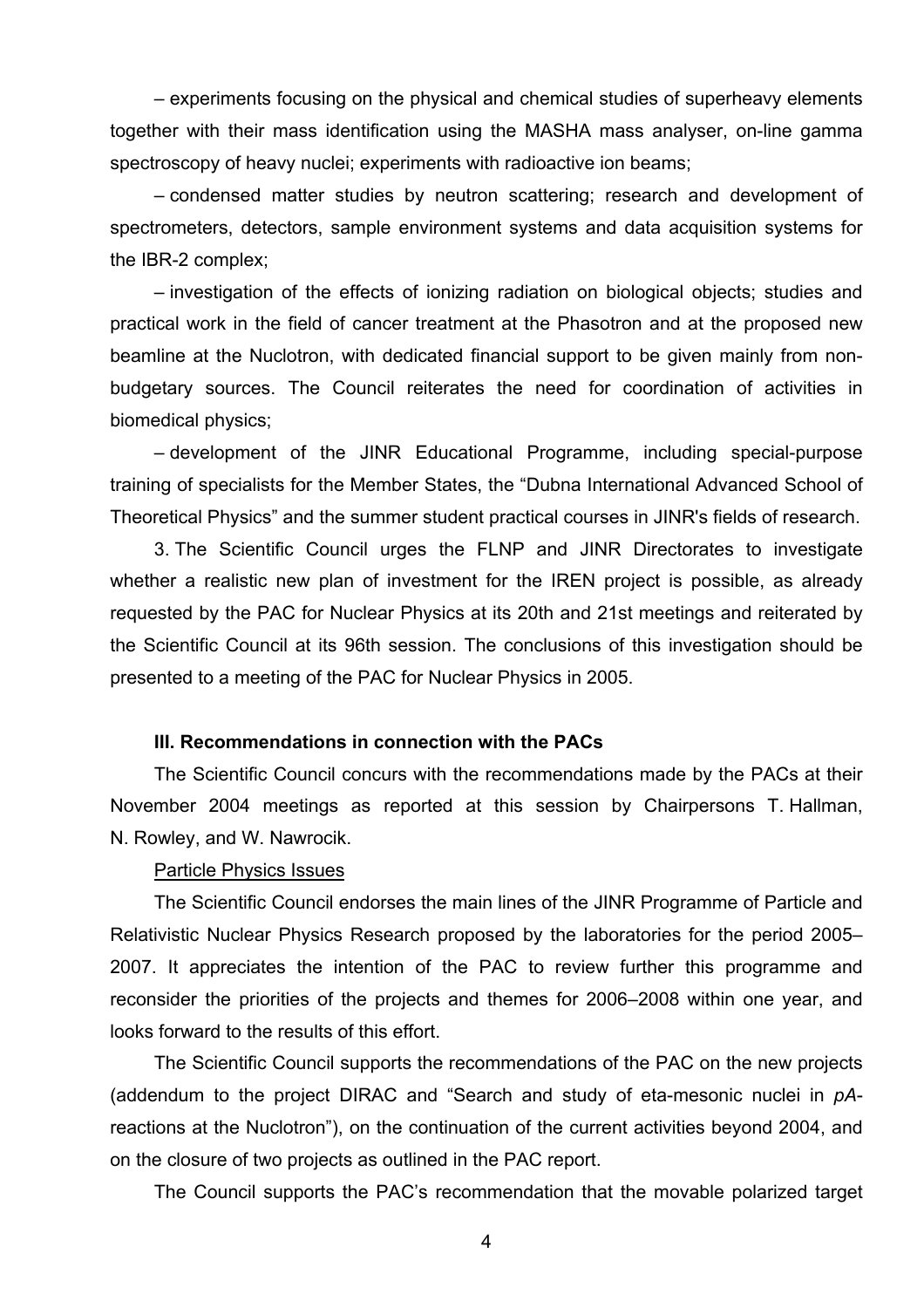– experiments focusing on the physical and chemical studies of superheavy elements together with their mass identification using the MASHA mass analyser, on-line gamma spectroscopy of heavy nuclei; experiments with radioactive ion beams;

– condensed matter studies by neutron scattering; research and development of spectrometers, detectors, sample environment systems and data acquisition systems for the IBR-2 complex;

– investigation of the effects of ionizing radiation on biological objects; studies and practical work in the field of cancer treatment at the Phasotron and at the proposed new beamline at the Nuclotron, with dedicated financial support to be given mainly from non-budgetary sources. The Council reiterates the need for coordination of activities in biomedical physics;

– development of the JINR Educational Programme, including special-purpose training of specialists for the Member States, the "Dubna International Advanced School of Theoretical Physics" and the summer student practical courses in JINR's fields of research.

3. The Scientific Council urges the FLNP and JINR Directorates to investigate whether a realistic new plan of investment for the IREN project is possible, as already requested by the PAC for Nuclear Physics at its 20th and 21st meetings and reiterated by the Scientific Council at its 96th session. The conclusions of this investigation should be presented to a meeting of the PAC for Nuclear Physics in 2005.

**III. Recommendations in connection with the PACs**

The Scientific Council concurs with the recommendations made by the PACs at their November 2004 meetings as reported at this session by Chairpersons T. Hallman, N. Rowley, and W. Nawrocik.

Particle Physics Issues

The Scientific Council endorses the main lines of the JINR Programme of Particle and Relativistic Nuclear Physics Research proposed by the laboratories for the period 2005–2007. It appreciates the intention of the PAC to review further this programme and reconsider the priorities of the projects and themes for 2006–2008 within one year, and looks forward to the results of this effort.

The Scientific Council supports the recommendations of the PAC on the new projects (addendum to the project DIRAC and "Search and study of eta-mesonic nuclei in *pA*-reactions at the Nuclotron"), on the continuation of the current activities beyond 2004, and on the closure of two projects as outlined in the PAC report.

The Council supports the PAC's recommendation that the movable polarized target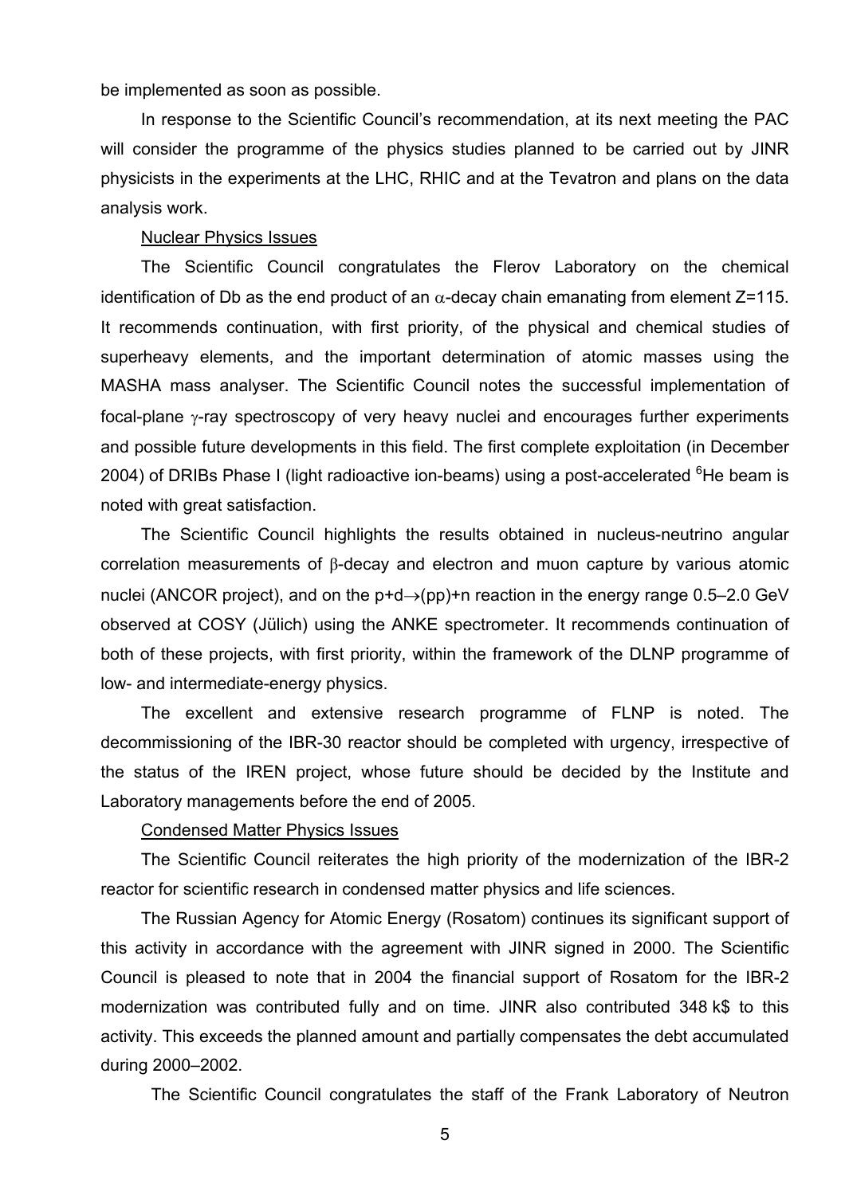be implemented as soon as possible.

In response to the Scientific Council's recommendation, at its next meeting the PAC will consider the programme of the physics studies planned to be carried out by JINR physicists in the experiments at the LHC, RHIC and at the Tevatron and plans on the data analysis work.

Nuclear Physics Issues

The Scientific Council congratulates the Flerov Laboratory on the chemical identification of Db as the end product of an $\alpha$-decay chain emanating from element Z=115. It recommends continuation, with first priority, of the physical and chemical studies of superheavy elements, and the important determination of atomic masses using the MASHA mass analyser. The Scientific Council notes the successful implementation of focal-plane $\gamma$-ray spectroscopy of very heavy nuclei and encourages further experiments and possible future developments in this field. The first complete exploitation (in December 2004) of DRIBs Phase I (light radioactive ion-beams) using a post-accelerated $^{6}$He beam is noted with great satisfaction.

The Scientific Council highlights the results obtained in nucleus-neutrino angular correlation measurements of $\beta$-decay and electron and muon capture by various atomic nuclei (ANCOR project), and on the p+d$\rightarrow$(pp)+n reaction in the energy range 0.5–2.0 GeV observed at COSY (Jülich) using the ANKE spectrometer. It recommends continuation of both of these projects, with first priority, within the framework of the DLNP programme of low- and intermediate-energy physics.

The excellent and extensive research programme of FLNP is noted. The decommissioning of the IBR-30 reactor should be completed with urgency, irrespective of the status of the IREN project, whose future should be decided by the Institute and Laboratory managements before the end of 2005.

Condensed Matter Physics Issues

The Scientific Council reiterates the high priority of the modernization of the IBR-2 reactor for scientific research in condensed matter physics and life sciences.

The Russian Agency for Atomic Energy (Rosatom) continues its significant support of this activity in accordance with the agreement with JINR signed in 2000. The Scientific Council is pleased to note that in 2004 the financial support of Rosatom for the IBR-2 modernization was contributed fully and on time. JINR also contributed 348 k$ to this activity. This exceeds the planned amount and partially compensates the debt accumulated during 2000–2002.

The Scientific Council congratulates the staff of the Frank Laboratory of Neutron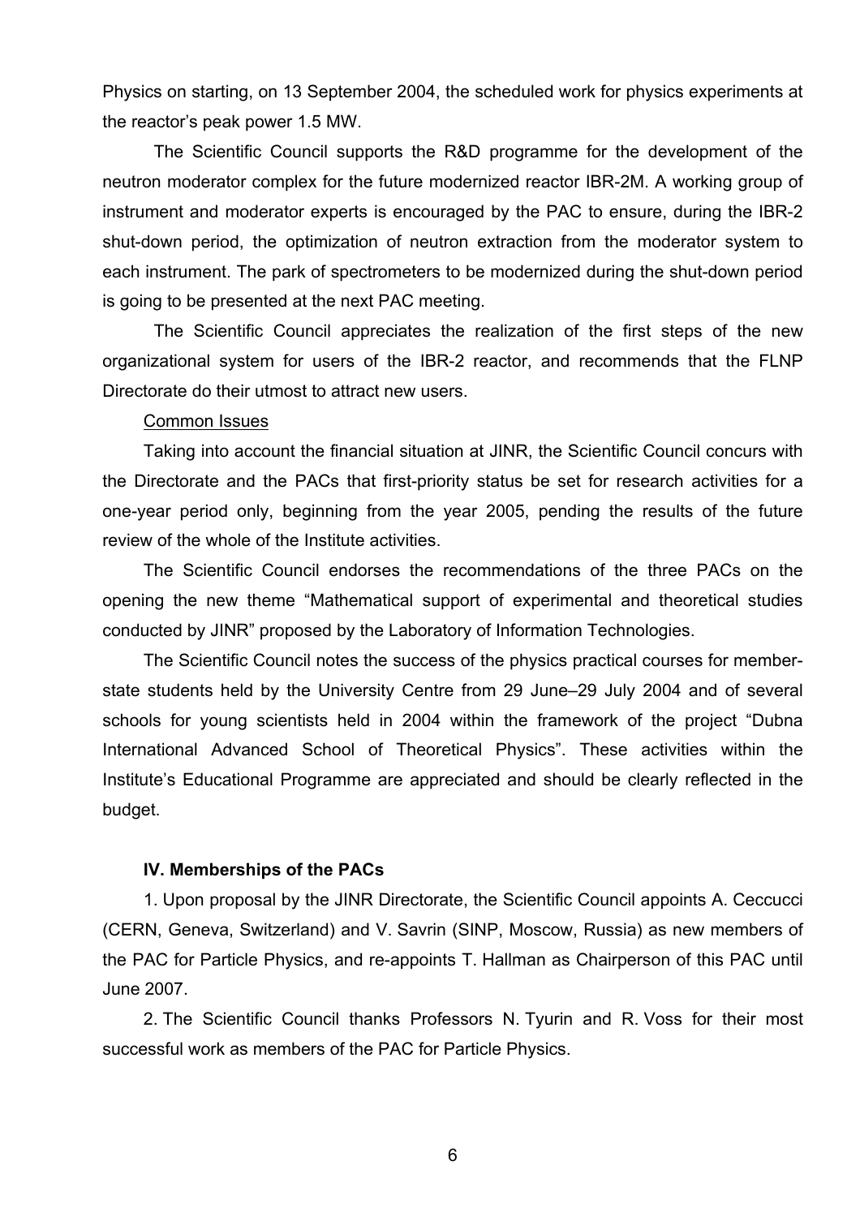Physics on starting, on 13 September 2004, the scheduled work for physics experiments at the reactor's peak power 1.5 MW.

The Scientific Council supports the R&D programme for the development of the neutron moderator complex for the future modernized reactor IBR-2M. A working group of instrument and moderator experts is encouraged by the PAC to ensure, during the IBR-2 shut-down period, the optimization of neutron extraction from the moderator system to each instrument. The park of spectrometers to be modernized during the shut-down period is going to be presented at the next PAC meeting.

The Scientific Council appreciates the realization of the first steps of the new organizational system for users of the IBR-2 reactor, and recommends that the FLNP Directorate do their utmost to attract new users.

Common Issues

Taking into account the financial situation at JINR, the Scientific Council concurs with the Directorate and the PACs that first-priority status be set for research activities for a one-year period only, beginning from the year 2005, pending the results of the future review of the whole of the Institute activities.

The Scientific Council endorses the recommendations of the three PACs on the opening the new theme "Mathematical support of experimental and theoretical studies conducted by JINR" proposed by the Laboratory of Information Technologies.

The Scientific Council notes the success of the physics practical courses for member-state students held by the University Centre from 29 June–29 July 2004 and of several schools for young scientists held in 2004 within the framework of the project "Dubna International Advanced School of Theoretical Physics". These activities within the Institute's Educational Programme are appreciated and should be clearly reflected in the budget.

**IV. Memberships of the PACs**

1. Upon proposal by the JINR Directorate, the Scientific Council appoints A. Ceccucci (CERN, Geneva, Switzerland) and V. Savrin (SINP, Moscow, Russia) as new members of the PAC for Particle Physics, and re-appoints T. Hallman as Chairperson of this PAC until June 2007.

2. The Scientific Council thanks Professors N. Tyurin and R. Voss for their most successful work as members of the PAC for Particle Physics.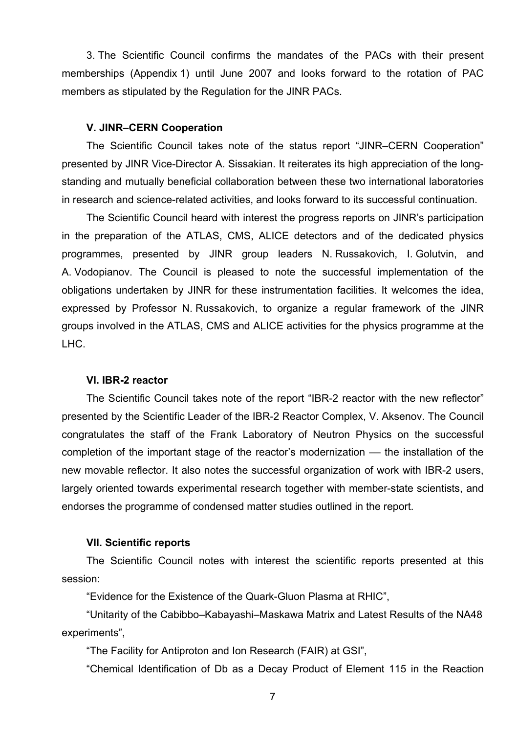3. The Scientific Council confirms the mandates of the PACs with their present memberships (Appendix 1) until June 2007 and looks forward to the rotation of PAC members as stipulated by the Regulation for the JINR PACs.

### V. JINR–CERN Cooperation

The Scientific Council takes note of the status report "JINR–CERN Cooperation" presented by JINR Vice-Director A. Sissakian. It reiterates its high appreciation of the long-standing and mutually beneficial collaboration between these two international laboratories in research and science-related activities, and looks forward to its successful continuation.

The Scientific Council heard with interest the progress reports on JINR's participation in the preparation of the ATLAS, CMS, ALICE detectors and of the dedicated physics programmes, presented by JINR group leaders N. Russakovich, I. Golutvin, and A. Vodopianov. The Council is pleased to note the successful implementation of the obligations undertaken by JINR for these instrumentation facilities. It welcomes the idea, expressed by Professor N. Russakovich, to organize a regular framework of the JINR groups involved in the ATLAS, CMS and ALICE activities for the physics programme at the LHC.

### VI. IBR-2 reactor

The Scientific Council takes note of the report "IBR-2 reactor with the new reflector" presented by the Scientific Leader of the IBR-2 Reactor Complex, V. Aksenov. The Council congratulates the staff of the Frank Laboratory of Neutron Physics on the successful completion of the important stage of the reactor's modernization — the installation of the new movable reflector. It also notes the successful organization of work with IBR-2 users, largely oriented towards experimental research together with member-state scientists, and endorses the programme of condensed matter studies outlined in the report.

### VII. Scientific reports

The Scientific Council notes with interest the scientific reports presented at this session:

"Evidence for the Existence of the Quark-Gluon Plasma at RHIC",

"Unitarity of the Cabibbo–Kabayashi–Maskawa Matrix and Latest Results of the NA48 experiments",

"The Facility for Antiproton and Ion Research (FAIR) at GSI",

"Chemical Identification of Db as a Decay Product of Element 115 in the Reaction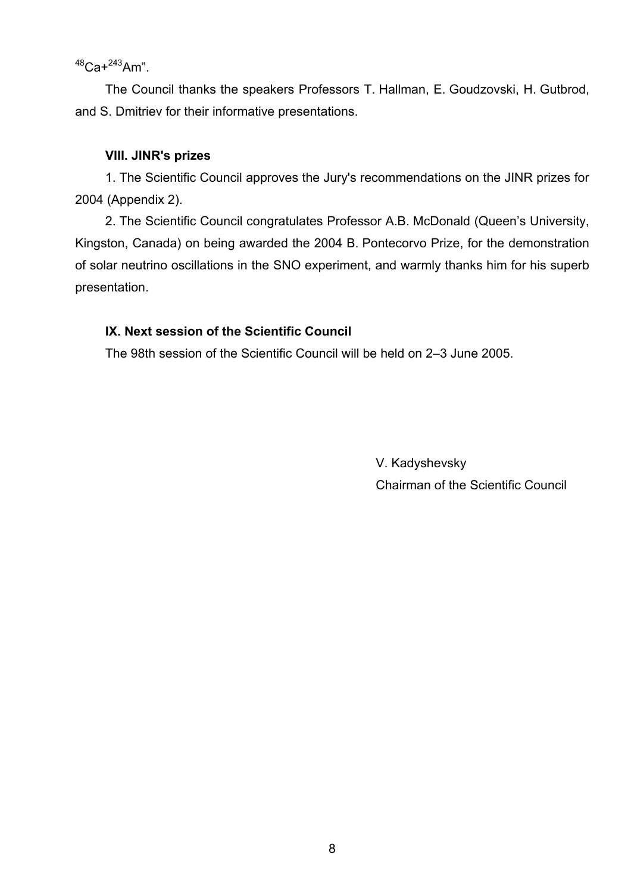$^{48}Ca+^{243}Am$".

The Council thanks the speakers Professors T. Hallman, E. Goudzovski, H. Gutbrod, and S. Dmitriev for their informative presentations.

### VIII. JINR's prizes

1. The Scientific Council approves the Jury's recommendations on the JINR prizes for 2004 (Appendix 2).

2. The Scientific Council congratulates Professor A.B. McDonald (Queen's University, Kingston, Canada) on being awarded the 2004 B. Pontecorvo Prize, for the demonstration of solar neutrino oscillations in the SNO experiment, and warmly thanks him for his superb presentation.

### IX. Next session of the Scientific Council

The 98th session of the Scientific Council will be held on 2–3 June 2005.

V. Kadyshevsky
Chairman of the Scientific Council